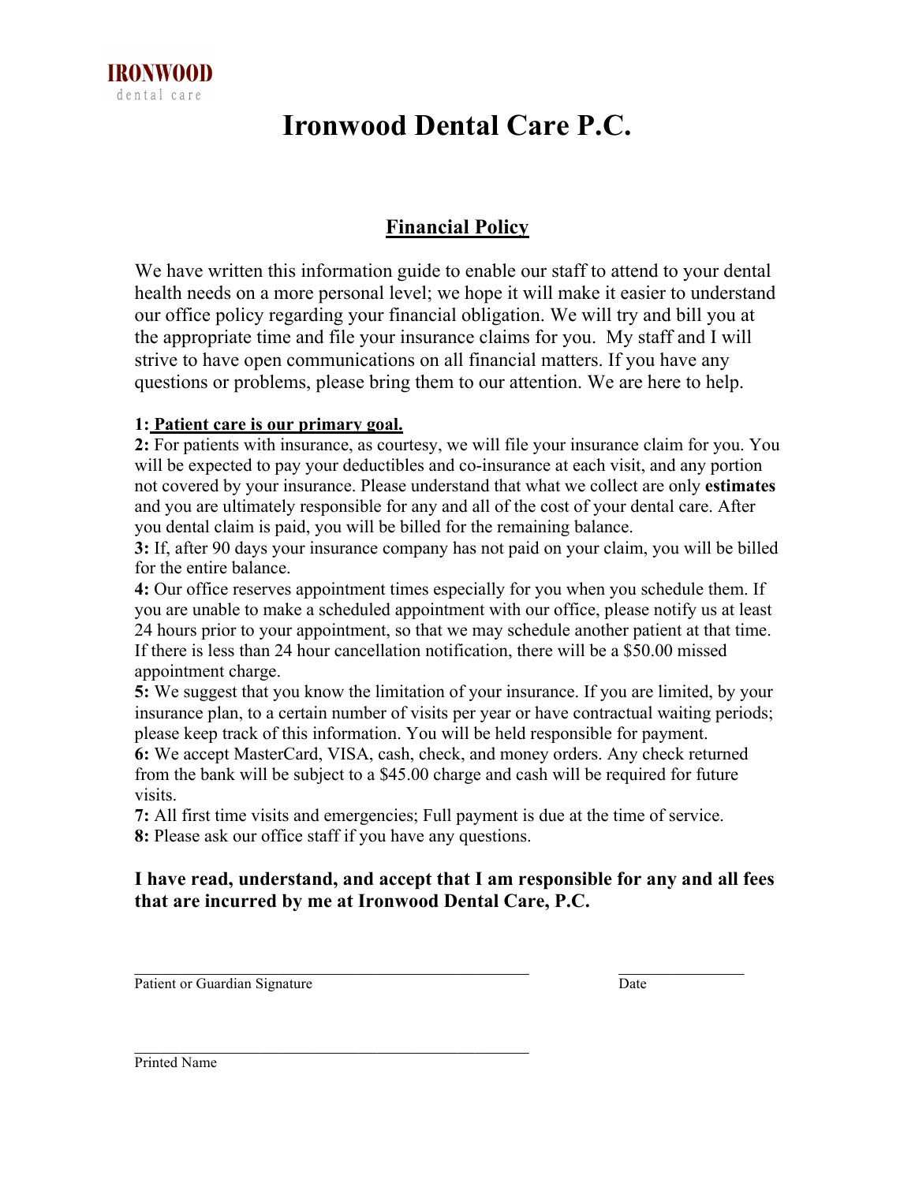IRONWOOD
dental care

# Ironwood Dental Care P.C.

## Financial Policy

We have written this information guide to enable our staff to attend to your dental health needs on a more personal level; we hope it will make it easier to understand our office policy regarding your financial obligation. We will try and bill you at the appropriate time and file your insurance claims for you. My staff and I will strive to have open communications on all financial matters. If you have any questions or problems, please bring them to our attention. We are here to help.

**1:** **Patient care is our primary goal.**

**2:** For patients with insurance, as courtesy, we will file your insurance claim for you. You will be expected to pay your deductibles and co-insurance at each visit, and any portion not covered by your insurance. Please understand that what we collect are only **estimates** and you are ultimately responsible for any and all of the cost of your dental care. After you dental claim is paid, you will be billed for the remaining balance.

**3:** If, after 90 days your insurance company has not paid on your claim, you will be billed for the entire balance.

**4:** Our office reserves appointment times especially for you when you schedule them. If you are unable to make a scheduled appointment with our office, please notify us at least 24 hours prior to your appointment, so that we may schedule another patient at that time. If there is less than 24 hour cancellation notification, there will be a $50.00 missed appointment charge.

**5:** We suggest that you know the limitation of your insurance. If you are limited, by your insurance plan, to a certain number of visits per year or have contractual waiting periods; please keep track of this information. You will be held responsible for payment.

**6:** We accept MasterCard, VISA, cash, check, and money orders. Any check returned from the bank will be subject to a $45.00 charge and cash will be required for future visits.

**7:** All first time visits and emergencies; Full payment is due at the time of service.

**8:** Please ask our office staff if you have any questions.

**I have read, understand, and accept that I am responsible for any and all fees that are incurred by me at Ironwood Dental Care, P.C.**

______________________________________ ____________
Patient or Guardian Signature Date

______________________________________
Printed Name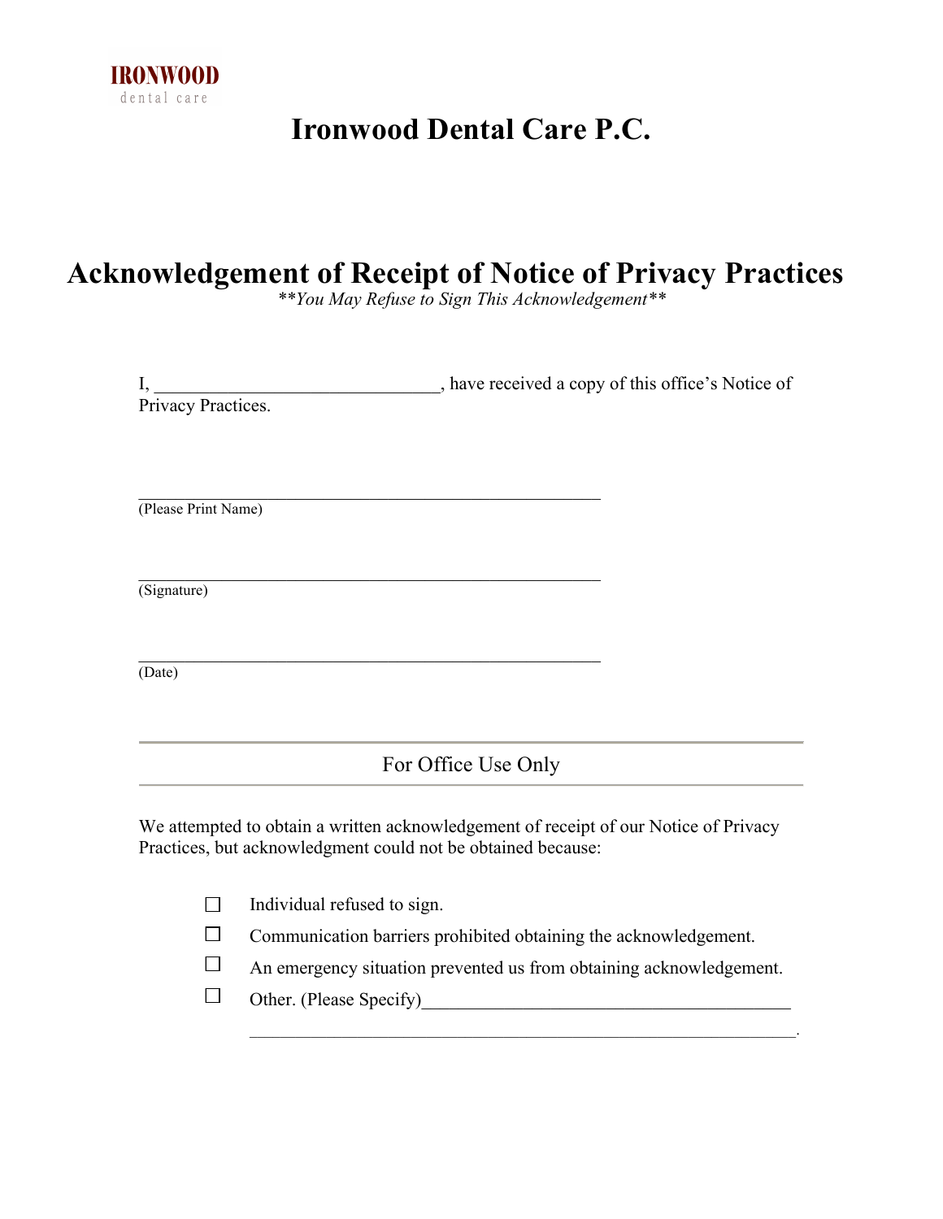IRONWOOD
dental care

# Ironwood Dental Care P.C.

## Acknowledgement of Receipt of Notice of Privacy Practices

*\*\*You May Refuse to Sign This Acknowledgement\*\**

I, ______________________________, have received a copy of this office's Notice of Privacy Practices.

_________________________________________________
(Please Print Name)

_________________________________________________
(Signature)

_________________________________________________
(Date)

---

For Office Use Only

---

We attempted to obtain a written acknowledgement of receipt of our Notice of Privacy Practices, but acknowledgment could not be obtained because:

- ☐ Individual refused to sign.
- ☐ Communication barriers prohibited obtaining the acknowledgement.
- ☐ An emergency situation prevented us from obtaining acknowledgement.
- ☐ Other. (Please Specify)_______________________________________
  _________________________________________________________.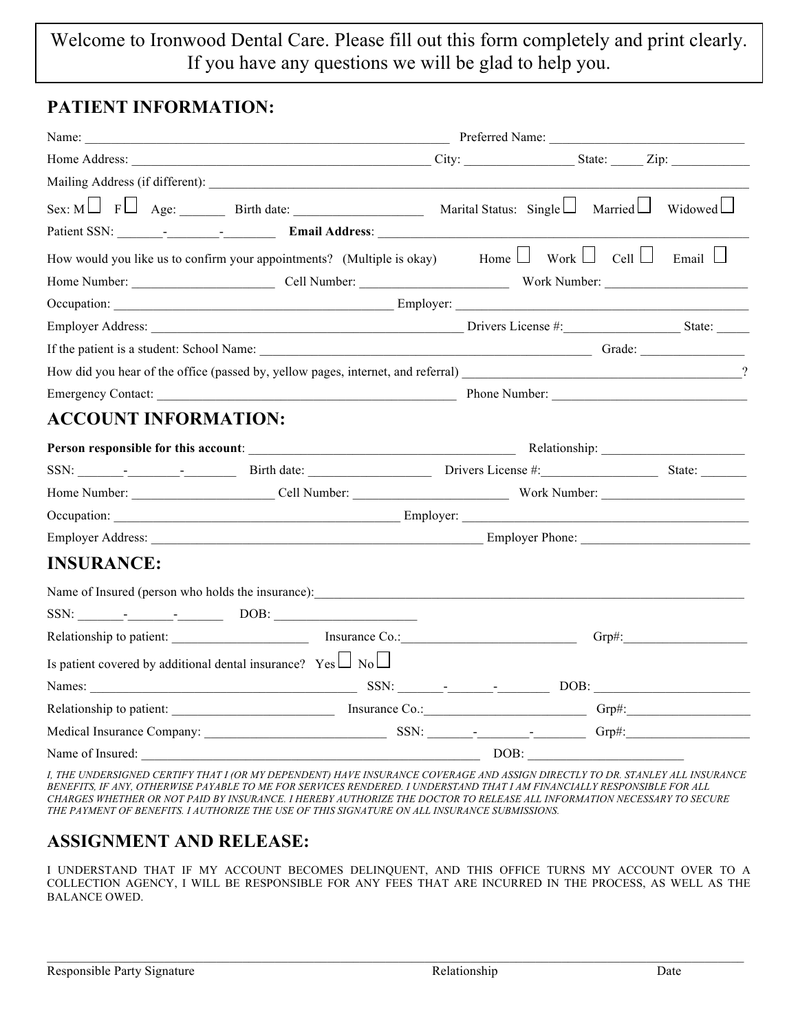Welcome to Ironwood Dental Care. Please fill out this form completely and print clearly. If you have any questions we will be glad to help you.

## PATIENT INFORMATION:

Name: ______________________________ Preferred Name: ______________________________

Home Address: ______________________________ City: ________________ State: _____ Zip: ____________

Mailing Address (if different): ______________________________

Sex: M ☐ F ☐ Age: _______ Birth date: ___________________ Marital Status: Single ☐ Married ☐ Widowed ☐

Patient SSN: _______-________-________ **Email Address**: ______________________________

How would you like us to confirm your appointments? (Multiple is okay) Home ☐ Work ☐ Cell ☐ Email ☐

Home Number: _____________________ Cell Number: ______________________ Work Number: ______________________

Occupation: ______________________________ Employer: ______________________________

Employer Address: ______________________________ Drivers License #:_________________ State: _____

If the patient is a student: School Name: ______________________________ Grade: _______________

How did you hear of the office (passed by, yellow pages, internet, and referral) ______________________________?

Emergency Contact: ______________________________ Phone Number: ______________________________

## ACCOUNT INFORMATION:

**Person responsible for this account**: ______________________________ Relationship: _____________________

SSN: _______-________-________ Birth date: __________________ Drivers License #:_________________ State: _______

Home Number: _____________________ Cell Number: _______________________ Work Number: _____________________

Occupation: ______________________________ Employer: ______________________________

Employer Address: ______________________________ Employer Phone: __________________________

## INSURANCE:

Name of Insured (person who holds the insurance):______________________________

SSN: _______-_______-_______ DOB: _____________________

Relationship to patient: _____________________ Insurance Co.:__________________________ Grp#:__________________

Is patient covered by additional dental insurance? Yes ☐ No ☐

Names: ______________________________ SSN: _______-_______-________ DOB: _______________________

Relationship to patient: ________________________ Insurance Co.:________________________ Grp#:__________________

Medical Insurance Company: ___________________________ SSN: _______-________-________ Grp#:__________________

Name of Insured: ______________________________ DOB: ________________________

*I, THE UNDERSIGNED CERTIFY THAT I (OR MY DEPENDENT) HAVE INSURANCE COVERAGE AND ASSIGN DIRECTLY TO DR. STANLEY ALL INSURANCE BENEFITS, IF ANY, OTHERWISE PAYABLE TO ME FOR SERVICES RENDERED. I UNDERSTAND THAT I AM FINANCIALLY RESPONSIBLE FOR ALL CHARGES WHETHER OR NOT PAID BY INSURANCE. I HEREBY AUTHORIZE THE DOCTOR TO RELEASE ALL INFORMATION NECESSARY TO SECURE THE PAYMENT OF BENEFITS. I AUTHORIZE THE USE OF THIS SIGNATURE ON ALL INSURANCE SUBMISSIONS.*

## ASSIGNMENT AND RELEASE:

I UNDERSTAND THAT IF MY ACCOUNT BECOMES DELINQUENT, AND THIS OFFICE TURNS MY ACCOUNT OVER TO A COLLECTION AGENCY, I WILL BE RESPONSIBLE FOR ANY FEES THAT ARE INCURRED IN THE PROCESS, AS WELL AS THE BALANCE OWED.

______________________________________________________________________________

Responsible Party Signature     Relationship     Date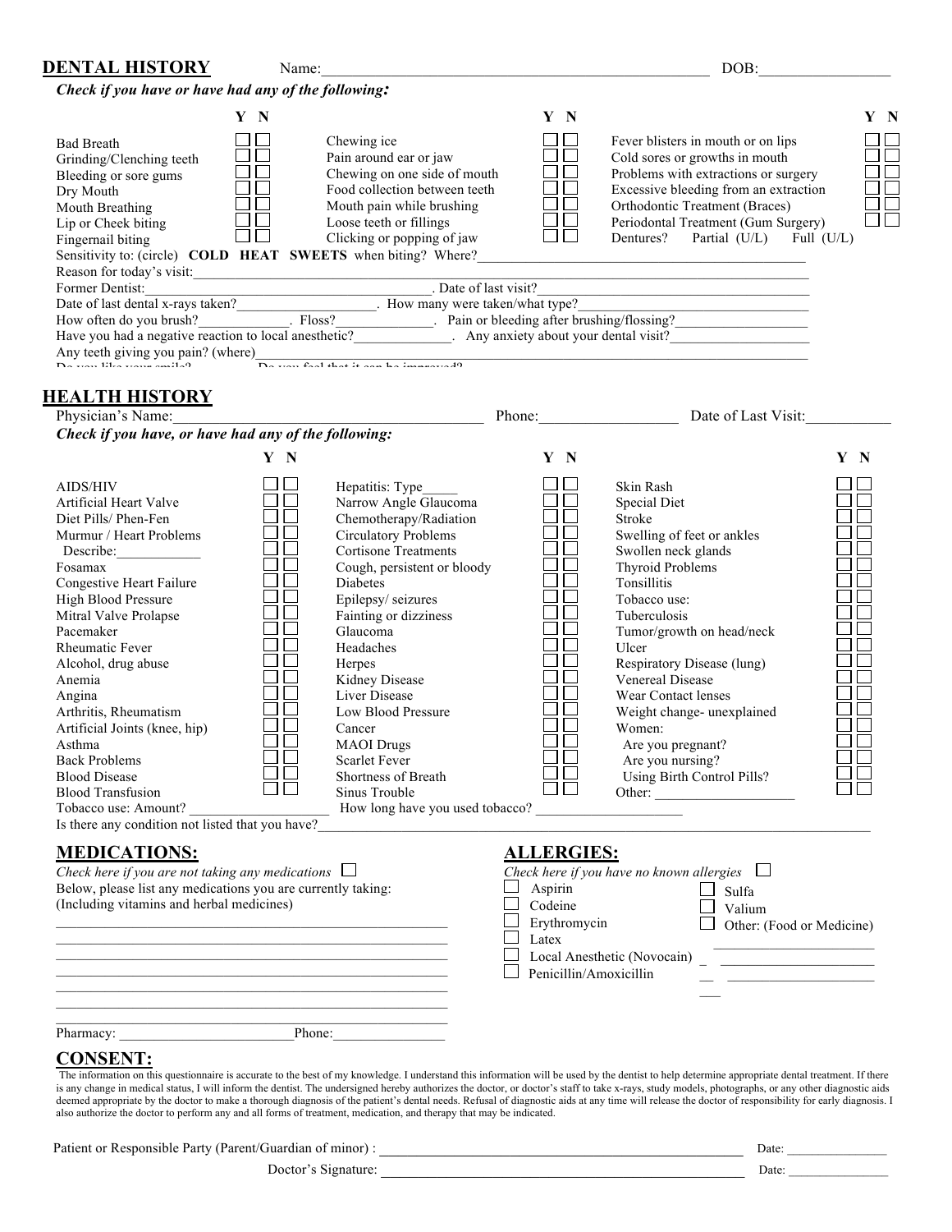## DENTAL HISTORY

Name:__________________________________________________ DOB:_________________

***Check if you have or have had any of the following:***

| | Y | N | | Y | N | | Y | N |
|---|---|---|---|---|---|---|---|---|
| Bad Breath | ☐ | ☐ | Chewing ice | ☐ | ☐ | Fever blisters in mouth or on lips | ☐ | ☐ |
| Grinding/Clenching teeth | ☐ | ☐ | Pain around ear or jaw | ☐ | ☐ | Cold sores or growths in mouth | ☐ | ☐ |
| Bleeding or sore gums | ☐ | ☐ | Chewing on one side of mouth | ☐ | ☐ | Problems with extractions or surgery | ☐ | ☐ |
| Dry Mouth | ☐ | ☐ | Food collection between teeth | ☐ | ☐ | Excessive bleeding from an extraction | ☐ | ☐ |
| Mouth Breathing | ☐ | ☐ | Mouth pain while brushing | ☐ | ☐ | Orthodontic Treatment (Braces) | ☐ | ☐ |
| Lip or Cheek biting | ☐ | ☐ | Loose teeth or fillings | ☐ | ☐ | Periodontal Treatment (Gum Surgery) | ☐ | ☐ |
| Fingernail biting | ☐ | ☐ | Clicking or popping of jaw | ☐ | ☐ | Dentures? Partial (U/L) Full (U/L) | | |

Sensitivity to: (circle) **COLD HEAT SWEETS** when biting? Where?______________________________________________

Reason for today's visit:______________________________________________________________________________

Former Dentist:____________________________________. Date of last visit?____________________________________

Date of last dental x-rays taken?____________________. How many were taken/what type?__________________________

How often do you brush?_____________. Floss?_____________. Pain or bleeding after brushing/flossing?__________________

Have you had a negative reaction to local anesthetic?_____________. Any anxiety about your dental visit?___________________

Any teeth giving you pain? (where)__________________________________________________________________________

Do you like your smile? Do you feel that it can be improved?

## HEALTH HISTORY

Physician's Name:________________________________________ Phone:_________________ Date of Last Visit:___________

***Check if you have, or have had any of the following:***

| | Y | N | | Y | N | | Y | N |
|---|---|---|---|---|---|---|---|---|
| AIDS/HIV | ☐ | ☐ | Hepatitis: Type_____ | ☐ | ☐ | Skin Rash | ☐ | ☐ |
| Artificial Heart Valve | ☐ | ☐ | Narrow Angle Glaucoma | ☐ | ☐ | Special Diet | ☐ | ☐ |
| Diet Pills/ Phen-Fen | ☐ | ☐ | Chemotherapy/Radiation | ☐ | ☐ | Stroke | ☐ | ☐ |
| Murmur / Heart Problems | ☐ | ☐ | Circulatory Problems | ☐ | ☐ | Swelling of feet or ankles | ☐ | ☐ |
| Describe:___________ | ☐ | ☐ | Cortisone Treatments | ☐ | ☐ | Swollen neck glands | ☐ | ☐ |
| Fosamax | ☐ | ☐ | Cough, persistent or bloody | ☐ | ☐ | Thyroid Problems | ☐ | ☐ |
| Congestive Heart Failure | ☐ | ☐ | Diabetes | ☐ | ☐ | Tonsillitis | ☐ | ☐ |
| High Blood Pressure | ☐ | ☐ | Epilepsy/ seizures | ☐ | ☐ | Tobacco use: | ☐ | ☐ |
| Mitral Valve Prolapse | ☐ | ☐ | Fainting or dizziness | ☐ | ☐ | Tuberculosis | ☐ | ☐ |
| Pacemaker | ☐ | ☐ | Glaucoma | ☐ | ☐ | Tumor/growth on head/neck | ☐ | ☐ |
| Rheumatic Fever | ☐ | ☐ | Headaches | ☐ | ☐ | Ulcer | ☐ | ☐ |
| Alcohol, drug abuse | ☐ | ☐ | Herpes | ☐ | ☐ | Respiratory Disease (lung) | ☐ | ☐ |
| Anemia | ☐ | ☐ | Kidney Disease | ☐ | ☐ | Venereal Disease | ☐ | ☐ |
| Angina | ☐ | ☐ | Liver Disease | ☐ | ☐ | Wear Contact lenses | ☐ | ☐ |
| Arthritis, Rheumatism | ☐ | ☐ | Low Blood Pressure | ☐ | ☐ | Weight change- unexplained | ☐ | ☐ |
| Artificial Joints (knee, hip) | ☐ | ☐ | Cancer | ☐ | ☐ | Women: | ☐ | ☐ |
| Asthma | ☐ | ☐ | MAOI Drugs | ☐ | ☐ | Are you pregnant? | ☐ | ☐ |
| Back Problems | ☐ | ☐ | Scarlet Fever | ☐ | ☐ | Are you nursing? | ☐ | ☐ |
| Blood Disease | ☐ | ☐ | Shortness of Breath | ☐ | ☐ | Using Birth Control Pills? | ☐ | ☐ |
| Blood Transfusion | ☐ | ☐ | Sinus Trouble | ☐ | ☐ | Other: ___________________ | ☐ | ☐ |

Tobacco use: Amount? ___________________ How long have you used tobacco? ____________________

Is there any condition not listed that you have?______________________________________________________________

## MEDICATIONS:

*Check here if you are not taking any medications* ☐

Below, please list any medications you are currently taking:
(Including vitamins and herbal medicines)

______________________________________________________

______________________________________________________

______________________________________________________

______________________________________________________

______________________________________________________

______________________________________________________

______________________________________________________

Pharmacy: ________________________Phone:_______________

## ALLERGIES:

*Check here if you have no known allergies* ☐

- ☐ Aspirin
- ☐ Codeine
- ☐ Erythromycin
- ☐ Latex
- ☐ Local Anesthetic (Novocain)
- ☐ Penicillin/Amoxicillin
- ☐ Sulfa
- ☐ Valium
- ☐ Other: (Food or Medicine) ______________________

## CONSENT:

The information on this questionnaire is accurate to the best of my knowledge. I understand this information will be used by the dentist to help determine appropriate dental treatment. If there is any change in medical status, I will inform the dentist. The undersigned hereby authorizes the doctor, or doctor's staff to take x-rays, study models, photographs, or any other diagnostic aids deemed appropriate by the doctor to make a thorough diagnosis of the patient's dental needs. Refusal of diagnostic aids at any time will release the doctor of responsibility for early diagnosis. I also authorize the doctor to perform any and all forms of treatment, medication, and therapy that may be indicated.

Patient or Responsible Party (Parent/Guardian of minor) : ____________________________________________ Date: _______________

Doctor's Signature: ____________________________________________ Date: _______________